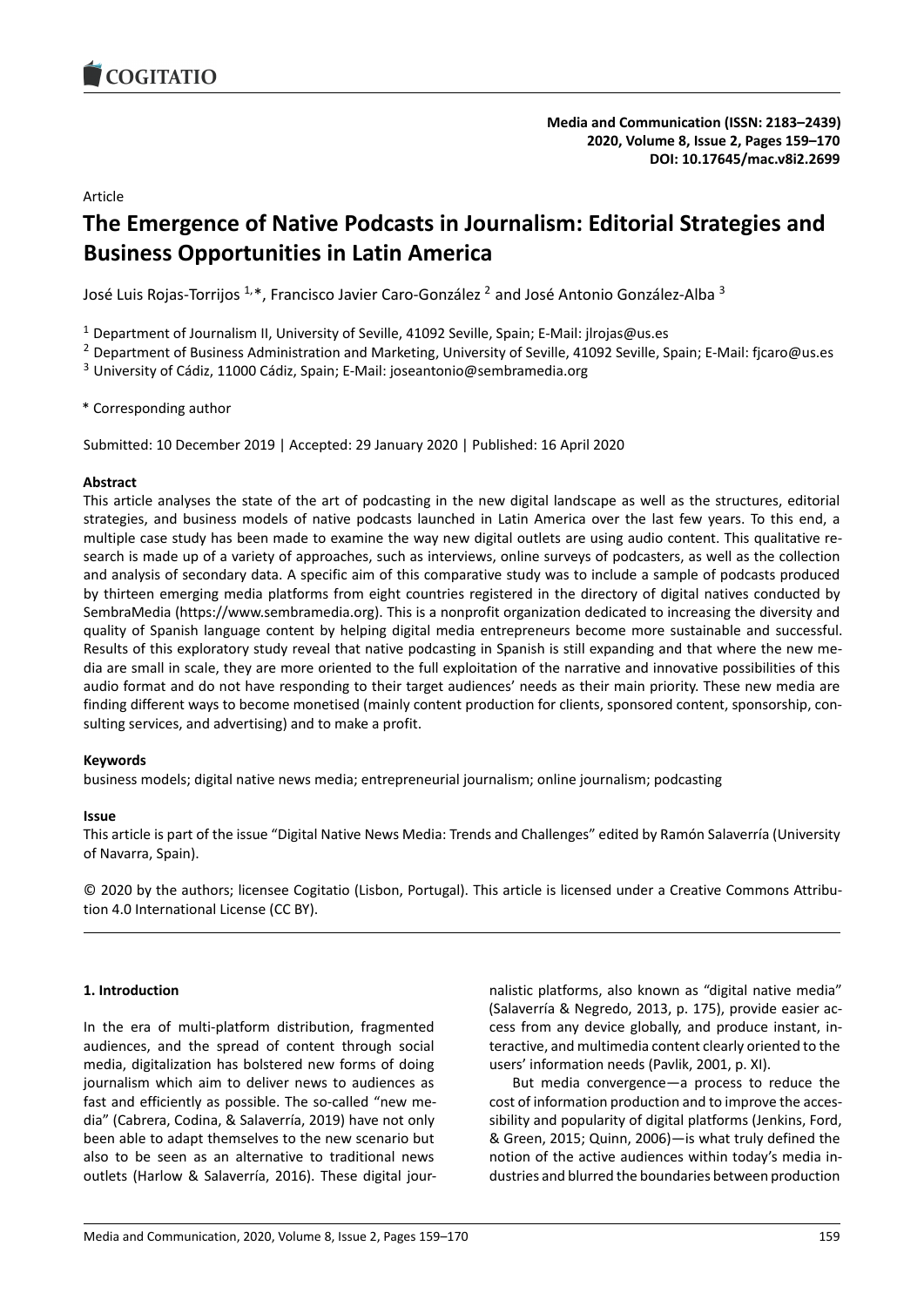Article

# The Emergence of Native Podcasts in Journalism: Editorial Strategies and Business Opportunities in Latin America

José Luis Rojas-Torrijos [1,*], Francisco Javier Caro-González [2] and José Antonio González-Alba [3]

[1] Department of Journalism II, University of Seville, 41092 Seville, Spain; E-Mail: jlrojas@us.es

[2] Department of Business Administration and Marketing, University of Seville, 41092 Seville, Spain; E-Mail: fjcaro@us.es

[3] University of Cádiz, 11000 Cádiz, Spain; E-Mail: joseantonio@sembramedia.org

\* Corresponding author

Submitted: 10 December 2019 | Accepted: 29 January 2020 | Published: 16 April 2020

### Abstract

This article analyses the state of the art of podcasting in the new digital landscape as well as the structures, editorial strategies, and business models of native podcasts launched in Latin America over the last few years. To this end, a multiple case study has been made to examine the way new digital outlets are using audio content. This qualitative research is made up of a variety of approaches, such as interviews, online surveys of podcasters, as well as the collection and analysis of secondary data. A specific aim of this comparative study was to include a sample of podcasts produced by thirteen emerging media platforms from eight countries registered in the directory of digital natives conducted by SembraMedia (https://www.sembramedia.org). This is a nonprofit organization dedicated to increasing the diversity and quality of Spanish language content by helping digital media entrepreneurs become more sustainable and successful. Results of this exploratory study reveal that native podcasting in Spanish is still expanding and that where the new media are small in scale, they are more oriented to the full exploitation of the narrative and innovative possibilities of this audio format and do not have responding to their target audiences' needs as their main priority. These new media are finding different ways to become monetised (mainly content production for clients, sponsored content, sponsorship, consulting services, and advertising) and to make a profit.

### Keywords

business models; digital native news media; entrepreneurial journalism; online journalism; podcasting

### Issue

This article is part of the issue "Digital Native News Media: Trends and Challenges" edited by Ramón Salaverría (University of Navarra, Spain).

© 2020 by the authors; licensee Cogitatio (Lisbon, Portugal). This article is licensed under a Creative Commons Attribution 4.0 International License (CC BY).

## 1. Introduction

In the era of multi-platform distribution, fragmented audiences, and the spread of content through social media, digitalization has bolstered new forms of doing journalism which aim to deliver news to audiences as fast and efficiently as possible. The so-called "new media" (Cabrera, Codina, & Salaverría, 2019) have not only been able to adapt themselves to the new scenario but also to be seen as an alternative to traditional news outlets (Harlow & Salaverría, 2016). These digital journalistic platforms, also known as "digital native media" (Salaverría & Negredo, 2013, p. 175), provide easier access from any device globally, and produce instant, interactive, and multimedia content clearly oriented to the users' information needs (Pavlik, 2001, p. XI).

But media convergence—a process to reduce the cost of information production and to improve the accessibility and popularity of digital platforms (Jenkins, Ford, & Green, 2015; Quinn, 2006)—is what truly defined the notion of the active audiences within today's media industries and blurred the boundaries between production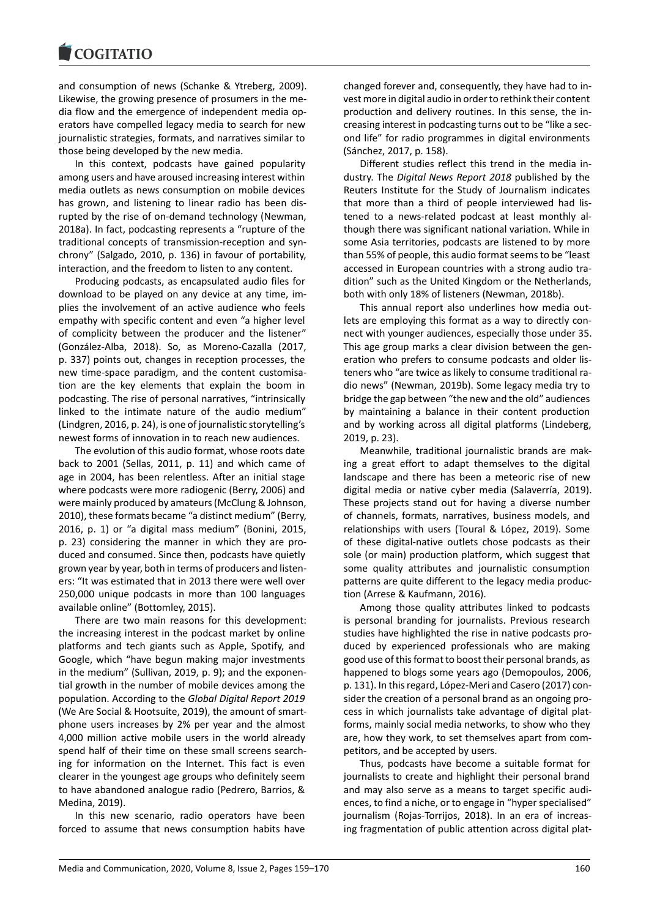and consumption of news (Schanke & Ytreberg, 2009). Likewise, the growing presence of prosumers in the media flow and the emergence of independent media operators have compelled legacy media to search for new journalistic strategies, formats, and narratives similar to those being developed by the new media.

In this context, podcasts have gained popularity among users and have aroused increasing interest within media outlets as news consumption on mobile devices has grown, and listening to linear radio has been disrupted by the rise of on-demand technology (Newman, 2018a). In fact, podcasting represents a "rupture of the traditional concepts of transmission-reception and synchrony" (Salgado, 2010, p. 136) in favour of portability, interaction, and the freedom to listen to any content.

Producing podcasts, as encapsulated audio files for download to be played on any device at any time, implies the involvement of an active audience who feels empathy with specific content and even "a higher level of complicity between the producer and the listener" (González-Alba, 2018). So, as Moreno-Cazalla (2017, p. 337) points out, changes in reception processes, the new time-space paradigm, and the content customisation are the key elements that explain the boom in podcasting. The rise of personal narratives, "intrinsically linked to the intimate nature of the audio medium" (Lindgren, 2016, p. 24), is one of journalistic storytelling's newest forms of innovation in to reach new audiences.

The evolution of this audio format, whose roots date back to 2001 (Sellas, 2011, p. 11) and which came of age in 2004, has been relentless. After an initial stage where podcasts were more radiogenic (Berry, 2006) and were mainly produced by amateurs (McClung & Johnson, 2010), these formats became "a distinct medium" (Berry, 2016, p. 1) or "a digital mass medium" (Bonini, 2015, p. 23) considering the manner in which they are produced and consumed. Since then, podcasts have quietly grown year by year, both in terms of producers and listeners: "It was estimated that in 2013 there were well over 250,000 unique podcasts in more than 100 languages available online" (Bottomley, 2015).

There are two main reasons for this development: the increasing interest in the podcast market by online platforms and tech giants such as Apple, Spotify, and Google, which "have begun making major investments in the medium" (Sullivan, 2019, p. 9); and the exponential growth in the number of mobile devices among the population. According to the *Global Digital Report 2019* (We Are Social & Hootsuite, 2019), the amount of smartphone users increases by 2% per year and the almost 4,000 million active mobile users in the world already spend half of their time on these small screens searching for information on the Internet. This fact is even clearer in the youngest age groups who definitely seem to have abandoned analogue radio (Pedrero, Barrios, & Medina, 2019).

In this new scenario, radio operators have been forced to assume that news consumption habits have changed forever and, consequently, they have had to invest more in digital audio in order to rethink their content production and delivery routines. In this sense, the increasing interest in podcasting turns out to be "like a second life" for radio programmes in digital environments (Sánchez, 2017, p. 158).

Different studies reflect this trend in the media industry. The *Digital News Report 2018* published by the Reuters Institute for the Study of Journalism indicates that more than a third of people interviewed had listened to a news-related podcast at least monthly although there was significant national variation. While in some Asia territories, podcasts are listened to by more than 55% of people, this audio format seems to be "least accessed in European countries with a strong audio tradition" such as the United Kingdom or the Netherlands, both with only 18% of listeners (Newman, 2018b).

This annual report also underlines how media outlets are employing this format as a way to directly connect with younger audiences, especially those under 35. This age group marks a clear division between the generation who prefers to consume podcasts and older listeners who "are twice as likely to consume traditional radio news" (Newman, 2019b). Some legacy media try to bridge the gap between "the new and the old" audiences by maintaining a balance in their content production and by working across all digital platforms (Lindeberg, 2019, p. 23).

Meanwhile, traditional journalistic brands are making a great effort to adapt themselves to the digital landscape and there has been a meteoric rise of new digital media or native cyber media (Salaverría, 2019). These projects stand out for having a diverse number of channels, formats, narratives, business models, and relationships with users (Toural & López, 2019). Some of these digital-native outlets chose podcasts as their sole (or main) production platform, which suggest that some quality attributes and journalistic consumption patterns are quite different to the legacy media production (Arrese & Kaufmann, 2016).

Among those quality attributes linked to podcasts is personal branding for journalists. Previous research studies have highlighted the rise in native podcasts produced by experienced professionals who are making good use of this format to boost their personal brands, as happened to blogs some years ago (Demopoulos, 2006, p. 131). In this regard, López-Meri and Casero (2017) consider the creation of a personal brand as an ongoing process in which journalists take advantage of digital platforms, mainly social media networks, to show who they are, how they work, to set themselves apart from competitors, and be accepted by users.

Thus, podcasts have become a suitable format for journalists to create and highlight their personal brand and may also serve as a means to target specific audiences, to find a niche, or to engage in "hyper specialised" journalism (Rojas-Torrijos, 2018). In an era of increasing fragmentation of public attention across digital plat-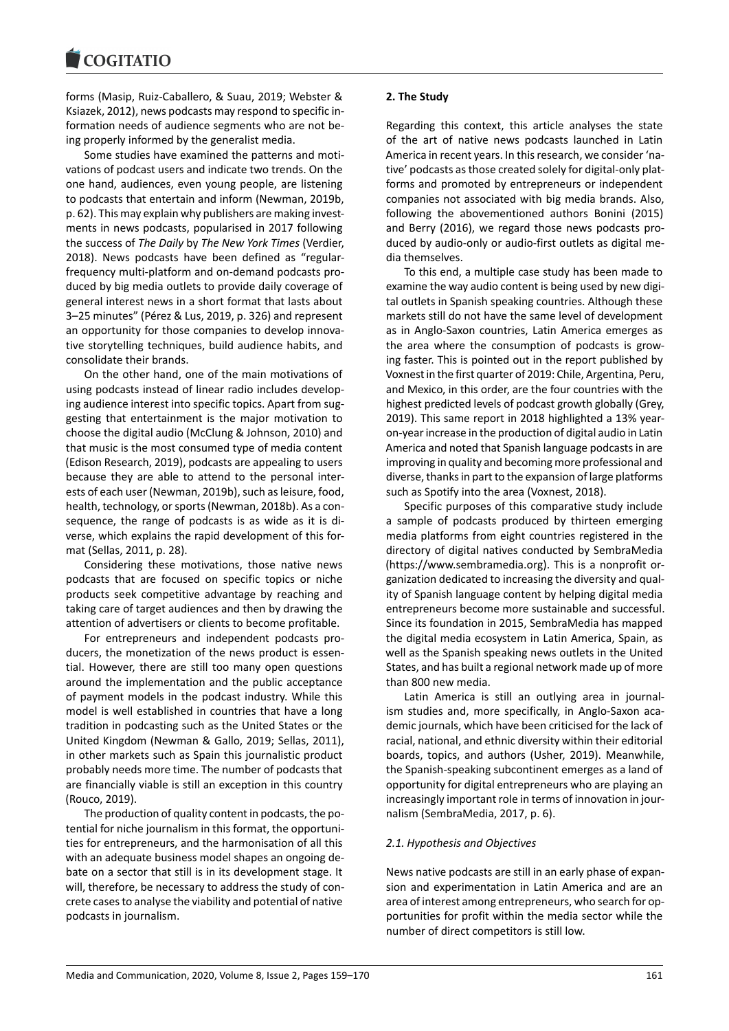forms (Masip, Ruiz-Caballero, & Suau, 2019; Webster & Ksiazek, 2012), news podcasts may respond to specific information needs of audience segments who are not being properly informed by the generalist media.

Some studies have examined the patterns and motivations of podcast users and indicate two trends. On the one hand, audiences, even young people, are listening to podcasts that entertain and inform (Newman, 2019b, p. 62). This may explain why publishers are making investments in news podcasts, popularised in 2017 following the success of *The Daily* by *The New York Times* (Verdier, 2018). News podcasts have been defined as "regular-frequency multi-platform and on-demand podcasts produced by big media outlets to provide daily coverage of general interest news in a short format that lasts about 3–25 minutes" (Pérez & Lus, 2019, p. 326) and represent an opportunity for those companies to develop innovative storytelling techniques, build audience habits, and consolidate their brands.

On the other hand, one of the main motivations of using podcasts instead of linear radio includes developing audience interest into specific topics. Apart from suggesting that entertainment is the major motivation to choose the digital audio (McClung & Johnson, 2010) and that music is the most consumed type of media content (Edison Research, 2019), podcasts are appealing to users because they are able to attend to the personal interests of each user (Newman, 2019b), such as leisure, food, health, technology, or sports (Newman, 2018b). As a consequence, the range of podcasts is as wide as it is diverse, which explains the rapid development of this format (Sellas, 2011, p. 28).

Considering these motivations, those native news podcasts that are focused on specific topics or niche products seek competitive advantage by reaching and taking care of target audiences and then by drawing the attention of advertisers or clients to become profitable.

For entrepreneurs and independent podcasts producers, the monetization of the news product is essential. However, there are still too many open questions around the implementation and the public acceptance of payment models in the podcast industry. While this model is well established in countries that have a long tradition in podcasting such as the United States or the United Kingdom (Newman & Gallo, 2019; Sellas, 2011), in other markets such as Spain this journalistic product probably needs more time. The number of podcasts that are financially viable is still an exception in this country (Rouco, 2019).

The production of quality content in podcasts, the potential for niche journalism in this format, the opportunities for entrepreneurs, and the harmonisation of all this with an adequate business model shapes an ongoing debate on a sector that still is in its development stage. It will, therefore, be necessary to address the study of concrete cases to analyse the viability and potential of native podcasts in journalism.

## 2. The Study

Regarding this context, this article analyses the state of the art of native news podcasts launched in Latin America in recent years. In this research, we consider 'native' podcasts as those created solely for digital-only platforms and promoted by entrepreneurs or independent companies not associated with big media brands. Also, following the abovementioned authors Bonini (2015) and Berry (2016), we regard those news podcasts produced by audio-only or audio-first outlets as digital media themselves.

To this end, a multiple case study has been made to examine the way audio content is being used by new digital outlets in Spanish speaking countries. Although these markets still do not have the same level of development as in Anglo-Saxon countries, Latin America emerges as the area where the consumption of podcasts is growing faster. This is pointed out in the report published by Voxnest in the first quarter of 2019: Chile, Argentina, Peru, and Mexico, in this order, are the four countries with the highest predicted levels of podcast growth globally (Grey, 2019). This same report in 2018 highlighted a 13% year-on-year increase in the production of digital audio in Latin America and noted that Spanish language podcasts in are improving in quality and becoming more professional and diverse, thanks in part to the expansion of large platforms such as Spotify into the area (Voxnest, 2018).

Specific purposes of this comparative study include a sample of podcasts produced by thirteen emerging media platforms from eight countries registered in the directory of digital natives conducted by SembraMedia (https://www.sembramedia.org). This is a nonprofit organization dedicated to increasing the diversity and quality of Spanish language content by helping digital media entrepreneurs become more sustainable and successful. Since its foundation in 2015, SembraMedia has mapped the digital media ecosystem in Latin America, Spain, as well as the Spanish speaking news outlets in the United States, and has built a regional network made up of more than 800 new media.

Latin America is still an outlying area in journalism studies and, more specifically, in Anglo-Saxon academic journals, which have been criticised for the lack of racial, national, and ethnic diversity within their editorial boards, topics, and authors (Usher, 2019). Meanwhile, the Spanish-speaking subcontinent emerges as a land of opportunity for digital entrepreneurs who are playing an increasingly important role in terms of innovation in journalism (SembraMedia, 2017, p. 6).

### 2.1. Hypothesis and Objectives

News native podcasts are still in an early phase of expansion and experimentation in Latin America and are an area of interest among entrepreneurs, who search for opportunities for profit within the media sector while the number of direct competitors is still low.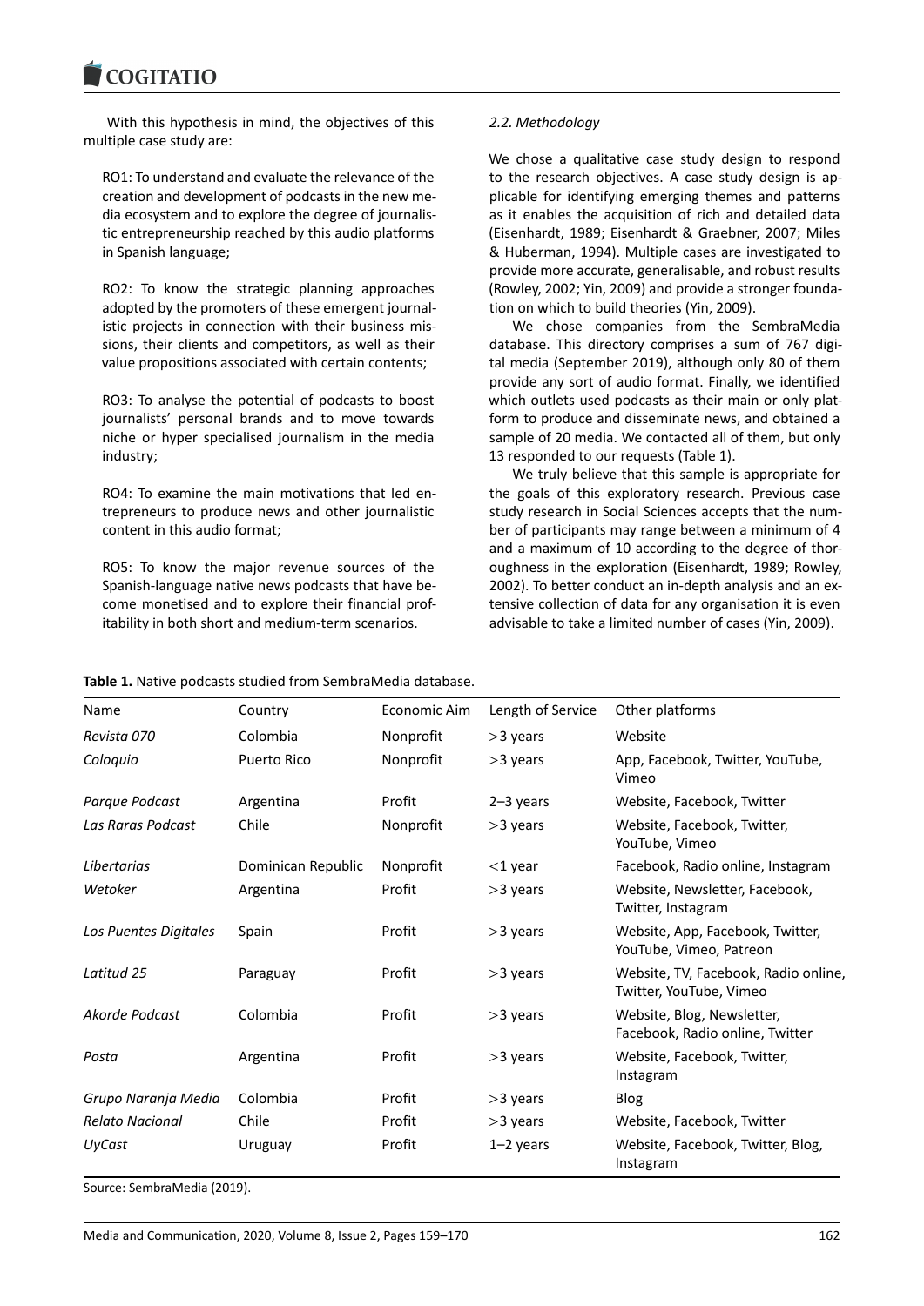With this hypothesis in mind, the objectives of this multiple case study are:

RO1: To understand and evaluate the relevance of the creation and development of podcasts in the new media ecosystem and to explore the degree of journalistic entrepreneurship reached by this audio platforms in Spanish language;

RO2: To know the strategic planning approaches adopted by the promoters of these emergent journalistic projects in connection with their business missions, their clients and competitors, as well as their value propositions associated with certain contents;

RO3: To analyse the potential of podcasts to boost journalists' personal brands and to move towards niche or hyper specialised journalism in the media industry;

RO4: To examine the main motivations that led entrepreneurs to produce news and other journalistic content in this audio format;

RO5: To know the major revenue sources of the Spanish-language native news podcasts that have become monetised and to explore their financial profitability in both short and medium-term scenarios.

### *2.2. Methodology*

We chose a qualitative case study design to respond to the research objectives. A case study design is applicable for identifying emerging themes and patterns as it enables the acquisition of rich and detailed data (Eisenhardt, 1989; Eisenhardt & Graebner, 2007; Miles & Huberman, 1994). Multiple cases are investigated to provide more accurate, generalisable, and robust results (Rowley, 2002; Yin, 2009) and provide a stronger foundation on which to build theories (Yin, 2009).

We chose companies from the SembraMedia database. This directory comprises a sum of 767 digital media (September 2019), although only 80 of them provide any sort of audio format. Finally, we identified which outlets used podcasts as their main or only platform to produce and disseminate news, and obtained a sample of 20 media. We contacted all of them, but only 13 responded to our requests (Table 1).

We truly believe that this sample is appropriate for the goals of this exploratory research. Previous case study research in Social Sciences accepts that the number of participants may range between a minimum of 4 and a maximum of 10 according to the degree of thoroughness in the exploration (Eisenhardt, 1989; Rowley, 2002). To better conduct an in-depth analysis and an extensive collection of data for any organisation it is even advisable to take a limited number of cases (Yin, 2009).

**Table 1.** Native podcasts studied from SembraMedia database.

| Name | Country | Economic Aim | Length of Service | Other platforms |
|---|---|---|---|---|
| *Revista 070* | Colombia | Nonprofit | >3 years | Website |
| *Coloquio* | Puerto Rico | Nonprofit | >3 years | App, Facebook, Twitter, YouTube, Vimeo |
| *Parque Podcast* | Argentina | Profit | 2–3 years | Website, Facebook, Twitter |
| *Las Raras Podcast* | Chile | Nonprofit | >3 years | Website, Facebook, Twitter, YouTube, Vimeo |
| *Libertarias* | Dominican Republic | Nonprofit | <1 year | Facebook, Radio online, Instagram |
| *Wetoker* | Argentina | Profit | >3 years | Website, Newsletter, Facebook, Twitter, Instagram |
| *Los Puentes Digitales* | Spain | Profit | >3 years | Website, App, Facebook, Twitter, YouTube, Vimeo, Patreon |
| *Latitud 25* | Paraguay | Profit | >3 years | Website, TV, Facebook, Radio online, Twitter, YouTube, Vimeo |
| *Akorde Podcast* | Colombia | Profit | >3 years | Website, Blog, Newsletter, Facebook, Radio online, Twitter |
| *Posta* | Argentina | Profit | >3 years | Website, Facebook, Twitter, Instagram |
| *Grupo Naranja Media* | Colombia | Profit | >3 years | Blog |
| *Relato Nacional* | Chile | Profit | >3 years | Website, Facebook, Twitter |
| *UyCast* | Uruguay | Profit | 1–2 years | Website, Facebook, Twitter, Blog, Instagram |

Source: SembraMedia (2019).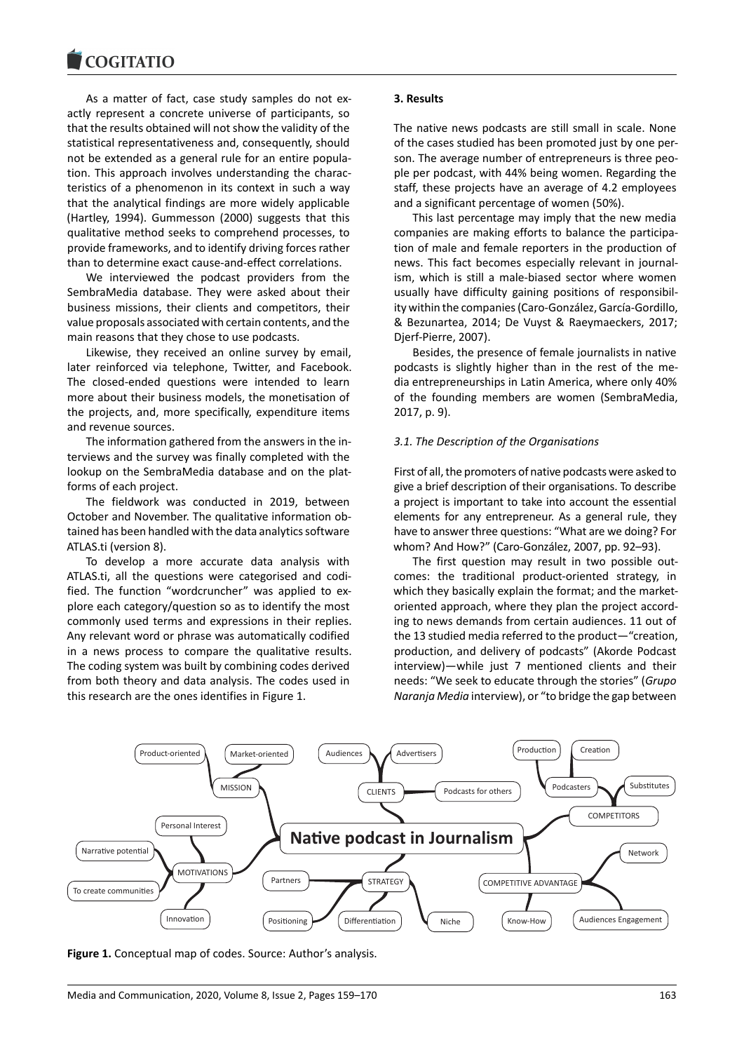As a matter of fact, case study samples do not exactly represent a concrete universe of participants, so that the results obtained will not show the validity of the statistical representativeness and, consequently, should not be extended as a general rule for an entire population. This approach involves understanding the characteristics of a phenomenon in its context in such a way that the analytical findings are more widely applicable (Hartley, 1994). Gummesson (2000) suggests that this qualitative method seeks to comprehend processes, to provide frameworks, and to identify driving forces rather than to determine exact cause-and-effect correlations.

We interviewed the podcast providers from the SembraMedia database. They were asked about their business missions, their clients and competitors, their value proposals associated with certain contents, and the main reasons that they chose to use podcasts.

Likewise, they received an online survey by email, later reinforced via telephone, Twitter, and Facebook. The closed-ended questions were intended to learn more about their business models, the monetisation of the projects, and, more specifically, expenditure items and revenue sources.

The information gathered from the answers in the interviews and the survey was finally completed with the lookup on the SembraMedia database and on the platforms of each project.

The fieldwork was conducted in 2019, between October and November. The qualitative information obtained has been handled with the data analytics software ATLAS.ti (version 8).

To develop a more accurate data analysis with ATLAS.ti, all the questions were categorised and codified. The function "wordcruncher" was applied to explore each category/question so as to identify the most commonly used terms and expressions in their replies. Any relevant word or phrase was automatically codified in a news process to compare the qualitative results. The coding system was built by combining codes derived from both theory and data analysis. The codes used in this research are the ones identifies in Figure 1.

## 3. Results

The native news podcasts are still small in scale. None of the cases studied has been promoted just by one person. The average number of entrepreneurs is three people per podcast, with 44% being women. Regarding the staff, these projects have an average of 4.2 employees and a significant percentage of women (50%).

This last percentage may imply that the new media companies are making efforts to balance the participation of male and female reporters in the production of news. This fact becomes especially relevant in journalism, which is still a male-biased sector where women usually have difficulty gaining positions of responsibility within the companies (Caro-González, García-Gordillo, & Bezunartea, 2014; De Vuyst & Raeymaeckers, 2017; Djerf-Pierre, 2007).

Besides, the presence of female journalists in native podcasts is slightly higher than in the rest of the media entrepreneurships in Latin America, where only 40% of the founding members are women (SembraMedia, 2017, p. 9).

### *3.1. The Description of the Organisations*

First of all, the promoters of native podcasts were asked to give a brief description of their organisations. To describe a project is important to take into account the essential elements for any entrepreneur. As a general rule, they have to answer three questions: "What are we doing? For whom? And How?" (Caro-González, 2007, pp. 92–93).

The first question may result in two possible outcomes: the traditional product-oriented strategy, in which they basically explain the format; and the market-oriented approach, where they plan the project according to news demands from certain audiences. 11 out of the 13 studied media referred to the product—"creation, production, and delivery of podcasts" (Akorde Podcast interview)—while just 7 mentioned clients and their needs: "We seek to educate through the stories" (*Grupo Naranja Media* interview), or "to bridge the gap between

**Native podcast in Journalism**

- MISSION: Product-oriented; Market-oriented
- CLIENTS: Audiences; Advertisers; Podcasts for others
- COMPETITORS: Podcasters (Production; Creation); Substitutes
- COMPETITIVE ADVANTAGE: Network; Audiences Engagement; Know-How
- STRATEGY: Partners; Positioning; Differentiation; Niche
- MOTIVATIONS: Personal Interest; Narrative potential; To create communities; Innovation

**Figure 1.** Conceptual map of codes. Source: Author's analysis.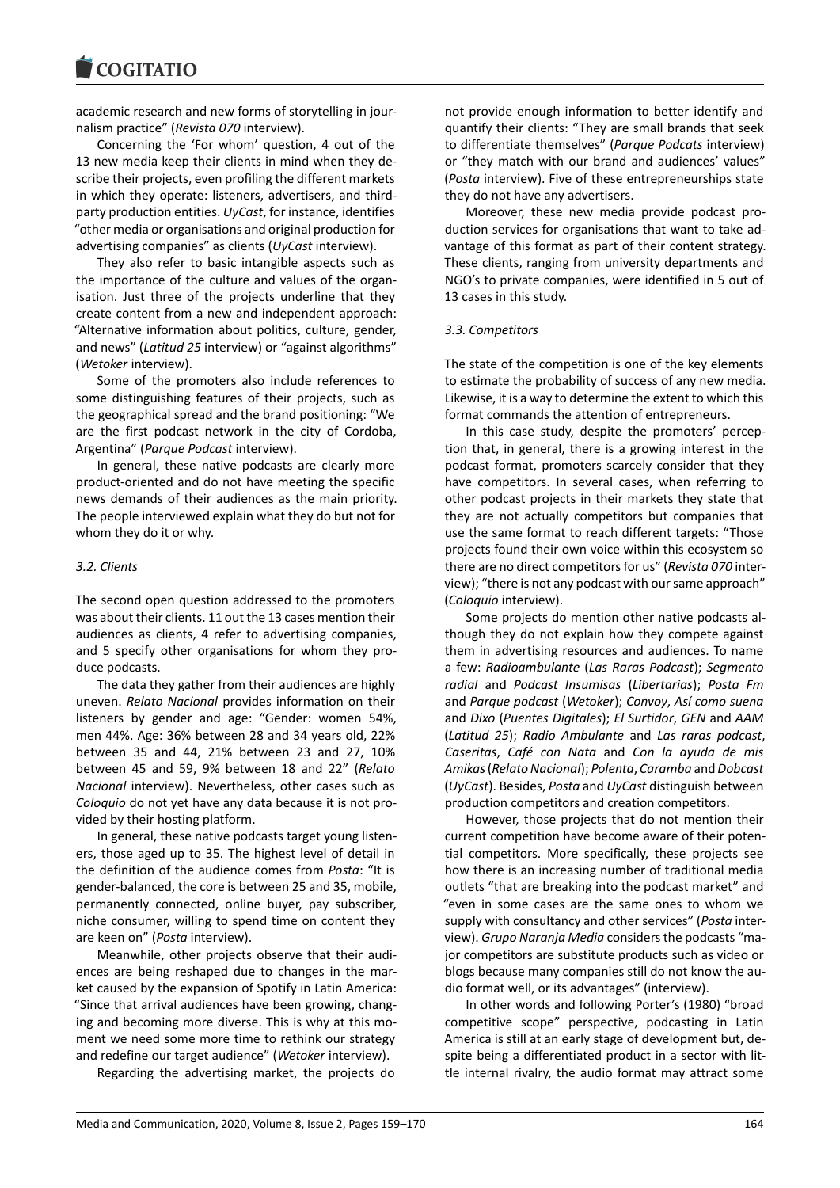academic research and new forms of storytelling in journalism practice" (*Revista 070* interview).

Concerning the 'For whom' question, 4 out of the 13 new media keep their clients in mind when they describe their projects, even profiling the different markets in which they operate: listeners, advertisers, and third-party production entities. *UyCast*, for instance, identifies "other media or organisations and original production for advertising companies" as clients (*UyCast* interview).

They also refer to basic intangible aspects such as the importance of the culture and values of the organisation. Just three of the projects underline that they create content from a new and independent approach: "Alternative information about politics, culture, gender, and news" (*Latitud 25* interview) or "against algorithms" (*Wetoker* interview).

Some of the promoters also include references to some distinguishing features of their projects, such as the geographical spread and the brand positioning: "We are the first podcast network in the city of Cordoba, Argentina" (*Parque Podcast* interview).

In general, these native podcasts are clearly more product-oriented and do not have meeting the specific news demands of their audiences as the main priority. The people interviewed explain what they do but not for whom they do it or why.

### 3.2. Clients

The second open question addressed to the promoters was about their clients. 11 out the 13 cases mention their audiences as clients, 4 refer to advertising companies, and 5 specify other organisations for whom they produce podcasts.

The data they gather from their audiences are highly uneven. *Relato Nacional* provides information on their listeners by gender and age: "Gender: women 54%, men 44%. Age: 36% between 28 and 34 years old, 22% between 35 and 44, 21% between 23 and 27, 10% between 45 and 59, 9% between 18 and 22" (*Relato Nacional* interview). Nevertheless, other cases such as *Coloquio* do not yet have any data because it is not provided by their hosting platform.

In general, these native podcasts target young listeners, those aged up to 35. The highest level of detail in the definition of the audience comes from *Posta*: "It is gender-balanced, the core is between 25 and 35, mobile, permanently connected, online buyer, pay subscriber, niche consumer, willing to spend time on content they are keen on" (*Posta* interview).

Meanwhile, other projects observe that their audiences are being reshaped due to changes in the market caused by the expansion of Spotify in Latin America: "Since that arrival audiences have been growing, changing and becoming more diverse. This is why at this moment we need some more time to rethink our strategy and redefine our target audience" (*Wetoker* interview).

Regarding the advertising market, the projects do not provide enough information to better identify and quantify their clients: "They are small brands that seek to differentiate themselves" (*Parque Podcats* interview) or "they match with our brand and audiences' values" (*Posta* interview). Five of these entrepreneurships state they do not have any advertisers.

Moreover, these new media provide podcast production services for organisations that want to take advantage of this format as part of their content strategy. These clients, ranging from university departments and NGO's to private companies, were identified in 5 out of 13 cases in this study.

### 3.3. Competitors

The state of the competition is one of the key elements to estimate the probability of success of any new media. Likewise, it is a way to determine the extent to which this format commands the attention of entrepreneurs.

In this case study, despite the promoters' perception that, in general, there is a growing interest in the podcast format, promoters scarcely consider that they have competitors. In several cases, when referring to other podcast projects in their markets they state that they are not actually competitors but companies that use the same format to reach different targets: "Those projects found their own voice within this ecosystem so there are no direct competitors for us" (*Revista 070* interview); "there is not any podcast with our same approach" (*Coloquio* interview).

Some projects do mention other native podcasts although they do not explain how they compete against them in advertising resources and audiences. To name a few: *Radioambulante* (*Las Raras Podcast*); *Segmento radial* and *Podcast Insumisas* (*Libertarias*); *Posta Fm* and *Parque podcast* (*Wetoker*); *Convoy*, *Así como suena* and *Dixo* (*Puentes Digitales*); *El Surtidor*, *GEN* and *AAM* (*Latitud 25*); *Radio Ambulante* and *Las raras podcast*, *Caseritas*, *Café con Nata* and *Con la ayuda de mis Amikas* (*Relato Nacional*); *Polenta*, *Caramba* and *Dobcast* (*UyCast*). Besides, *Posta* and *UyCast* distinguish between production competitors and creation competitors.

However, those projects that do not mention their current competition have become aware of their potential competitors. More specifically, these projects see how there is an increasing number of traditional media outlets "that are breaking into the podcast market" and "even in some cases are the same ones to whom we supply with consultancy and other services" (*Posta* interview). *Grupo Naranja Media* considers the podcasts "major competitors are substitute products such as video or blogs because many companies still do not know the audio format well, or its advantages" (interview).

In other words and following Porter's (1980) "broad competitive scope" perspective, podcasting in Latin America is still at an early stage of development but, despite being a differentiated product in a sector with little internal rivalry, the audio format may attract some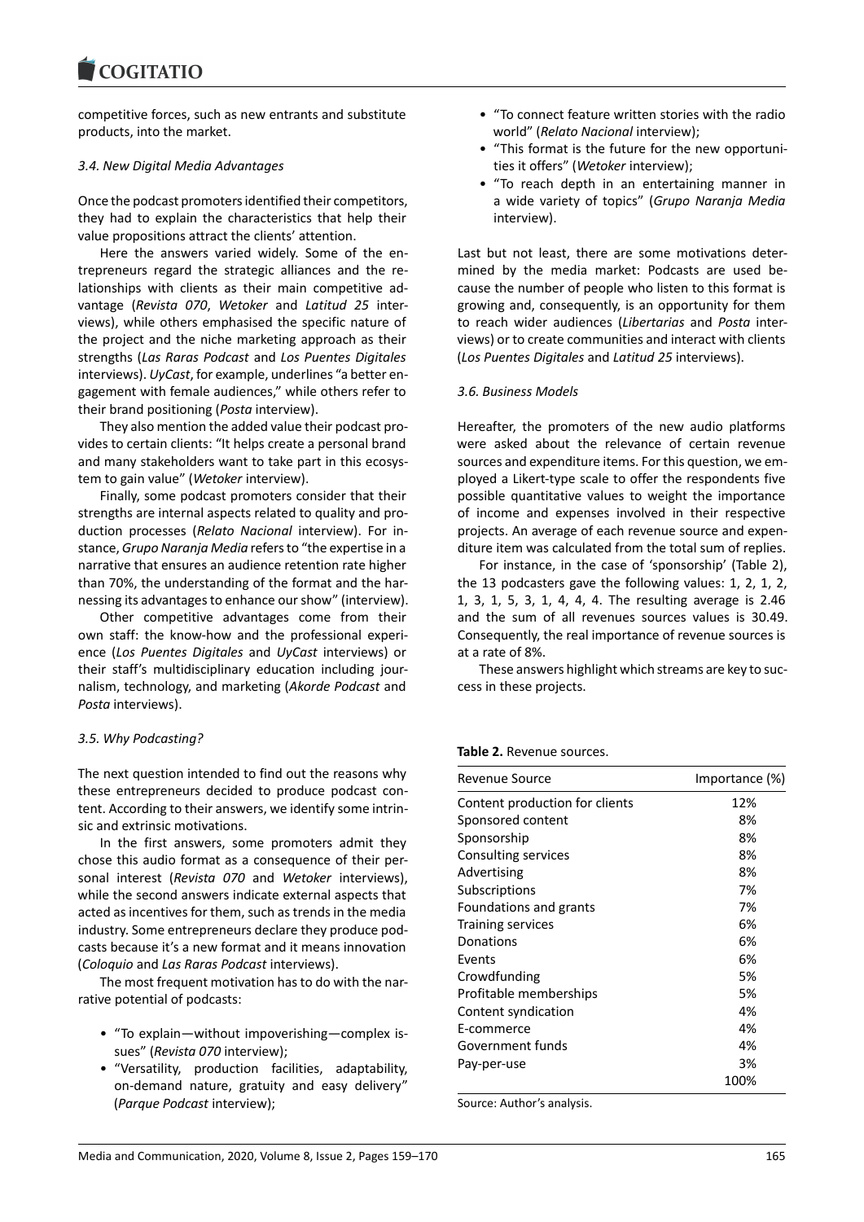competitive forces, such as new entrants and substitute products, into the market.

### *3.4. New Digital Media Advantages*

Once the podcast promoters identified their competitors, they had to explain the characteristics that help their value propositions attract the clients' attention.

Here the answers varied widely. Some of the entrepreneurs regard the strategic alliances and the relationships with clients as their main competitive advantage (*Revista 070*, *Wetoker* and *Latitud 25* interviews), while others emphasised the specific nature of the project and the niche marketing approach as their strengths (*Las Raras Podcast* and *Los Puentes Digitales* interviews). *UyCast*, for example, underlines "a better engagement with female audiences," while others refer to their brand positioning (*Posta* interview).

They also mention the added value their podcast provides to certain clients: "It helps create a personal brand and many stakeholders want to take part in this ecosystem to gain value" (*Wetoker* interview).

Finally, some podcast promoters consider that their strengths are internal aspects related to quality and production processes (*Relato Nacional* interview). For instance, *Grupo Naranja Media* refers to "the expertise in a narrative that ensures an audience retention rate higher than 70%, the understanding of the format and the harnessing its advantages to enhance our show" (interview).

Other competitive advantages come from their own staff: the know-how and the professional experience (*Los Puentes Digitales* and *UyCast* interviews) or their staff's multidisciplinary education including journalism, technology, and marketing (*Akorde Podcast* and *Posta* interviews).

### *3.5. Why Podcasting?*

The next question intended to find out the reasons why these entrepreneurs decided to produce podcast content. According to their answers, we identify some intrinsic and extrinsic motivations.

In the first answers, some promoters admit they chose this audio format as a consequence of their personal interest (*Revista 070* and *Wetoker* interviews), while the second answers indicate external aspects that acted as incentives for them, such as trends in the media industry. Some entrepreneurs declare they produce podcasts because it's a new format and it means innovation (*Coloquio* and *Las Raras Podcast* interviews).

The most frequent motivation has to do with the narrative potential of podcasts:

- "To explain—without impoverishing—complex issues" (*Revista 070* interview);
- "Versatility, production facilities, adaptability, on-demand nature, gratuity and easy delivery" (*Parque Podcast* interview);
- "To connect feature written stories with the radio world" (*Relato Nacional* interview);
- "This format is the future for the new opportunities it offers" (*Wetoker* interview);
- "To reach depth in an entertaining manner in a wide variety of topics" (*Grupo Naranja Media* interview).

Last but not least, there are some motivations determined by the media market: Podcasts are used because the number of people who listen to this format is growing and, consequently, is an opportunity for them to reach wider audiences (*Libertarias* and *Posta* interviews) or to create communities and interact with clients (*Los Puentes Digitales* and *Latitud 25* interviews).

### *3.6. Business Models*

Hereafter, the promoters of the new audio platforms were asked about the relevance of certain revenue sources and expenditure items. For this question, we employed a Likert-type scale to offer the respondents five possible quantitative values to weight the importance of income and expenses involved in their respective projects. An average of each revenue source and expenditure item was calculated from the total sum of replies.

For instance, in the case of 'sponsorship' (Table 2), the 13 podcasters gave the following values: 1, 2, 1, 2, 1, 3, 1, 5, 3, 1, 4, 4, 4. The resulting average is 2.46 and the sum of all revenues sources values is 30.49. Consequently, the real importance of revenue sources is at a rate of 8%.

These answers highlight which streams are key to success in these projects.

**Table 2.** Revenue sources.

| Revenue Source | Importance (%) |
|---|---|
| Content production for clients | 12% |
| Sponsored content | 8% |
| Sponsorship | 8% |
| Consulting services | 8% |
| Advertising | 8% |
| Subscriptions | 7% |
| Foundations and grants | 7% |
| Training services | 6% |
| Donations | 6% |
| Events | 6% |
| Crowdfunding | 5% |
| Profitable memberships | 5% |
| Content syndication | 4% |
| E-commerce | 4% |
| Government funds | 4% |
| Pay-per-use | 3% |
| | 100% |

Source: Author's analysis.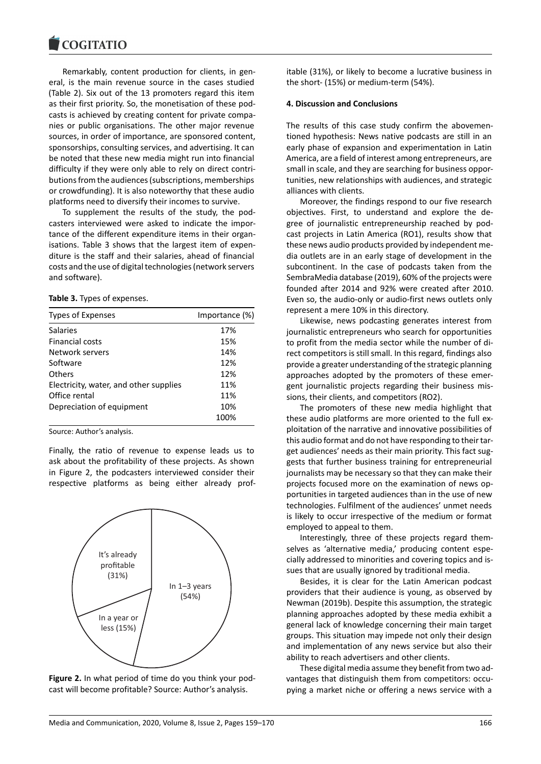Remarkably, content production for clients, in general, is the main revenue source in the cases studied (Table 2). Six out of the 13 promoters regard this item as their first priority. So, the monetisation of these podcasts is achieved by creating content for private companies or public organisations. The other major revenue sources, in order of importance, are sponsored content, sponsorships, consulting services, and advertising. It can be noted that these new media might run into financial difficulty if they were only able to rely on direct contributions from the audiences (subscriptions, memberships or crowdfunding). It is also noteworthy that these audio platforms need to diversify their incomes to survive.

To supplement the results of the study, the podcasters interviewed were asked to indicate the importance of the different expenditure items in their organisations. Table 3 shows that the largest item of expenditure is the staff and their salaries, ahead of financial costs and the use of digital technologies (network servers and software).

**Table 3.** Types of expenses.

| Types of Expenses | Importance (%) |
|---|---|
| Salaries | 17% |
| Financial costs | 15% |
| Network servers | 14% |
| Software | 12% |
| Others | 12% |
| Electricity, water, and other supplies | 11% |
| Office rental | 11% |
| Depreciation of equipment | 10% |
| | 100% |

Source: Author's analysis.

Finally, the ratio of revenue to expense leads us to ask about the profitability of these projects. As shown in Figure 2, the podcasters interviewed consider their respective platforms as being either already profitable (31%), or likely to become a lucrative business in the short- (15%) or medium-term (54%).

It's already profitable (31%)

In 1–3 years (54%)

In a year or less (15%)

**Figure 2.** In what period of time do you think your podcast will become profitable? Source: Author's analysis.

## 4. Discussion and Conclusions

The results of this case study confirm the abovementioned hypothesis: News native podcasts are still in an early phase of expansion and experimentation in Latin America, are a field of interest among entrepreneurs, are small in scale, and they are searching for business opportunities, new relationships with audiences, and strategic alliances with clients.

Moreover, the findings respond to our five research objectives. First, to understand and explore the degree of journalistic entrepreneurship reached by podcast projects in Latin America (RO1), results show that these news audio products provided by independent media outlets are in an early stage of development in the subcontinent. In the case of podcasts taken from the SembraMedia database (2019), 60% of the projects were founded after 2014 and 92% were created after 2010. Even so, the audio-only or audio-first news outlets only represent a mere 10% in this directory.

Likewise, news podcasting generates interest from journalistic entrepreneurs who search for opportunities to profit from the media sector while the number of direct competitors is still small. In this regard, findings also provide a greater understanding of the strategic planning approaches adopted by the promoters of these emergent journalistic projects regarding their business missions, their clients, and competitors (RO2).

The promoters of these new media highlight that these audio platforms are more oriented to the full exploitation of the narrative and innovative possibilities of this audio format and do not have responding to their target audiences' needs as their main priority. This fact suggests that further business training for entrepreneurial journalists may be necessary so that they can make their projects focused more on the examination of news opportunities in targeted audiences than in the use of new technologies. Fulfilment of the audiences' unmet needs is likely to occur irrespective of the medium or format employed to appeal to them.

Interestingly, three of these projects regard themselves as 'alternative media,' producing content especially addressed to minorities and covering topics and issues that are usually ignored by traditional media.

Besides, it is clear for the Latin American podcast providers that their audience is young, as observed by Newman (2019b). Despite this assumption, the strategic planning approaches adopted by these media exhibit a general lack of knowledge concerning their main target groups. This situation may impede not only their design and implementation of any news service but also their ability to reach advertisers and other clients.

These digital media assume they benefit from two advantages that distinguish them from competitors: occupying a market niche or offering a news service with a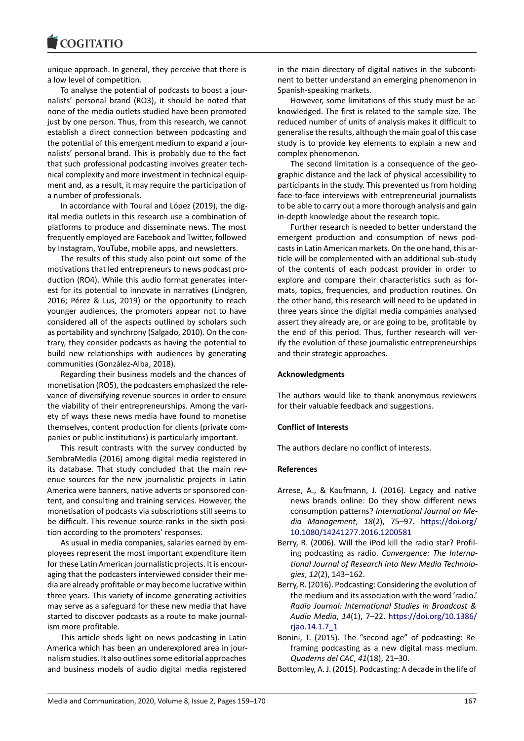unique approach. In general, they perceive that there is a low level of competition.

To analyse the potential of podcasts to boost a journalists' personal brand (RO3), it should be noted that none of the media outlets studied have been promoted just by one person. Thus, from this research, we cannot establish a direct connection between podcasting and the potential of this emergent medium to expand a journalists' personal brand. This is probably due to the fact that such professional podcasting involves greater technical complexity and more investment in technical equipment and, as a result, it may require the participation of a number of professionals.

In accordance with Toural and López (2019), the digital media outlets in this research use a combination of platforms to produce and disseminate news. The most frequently employed are Facebook and Twitter, followed by Instagram, YouTube, mobile apps, and newsletters.

The results of this study also point out some of the motivations that led entrepreneurs to news podcast production (RO4). While this audio format generates interest for its potential to innovate in narratives (Lindgren, 2016; Pérez & Lus, 2019) or the opportunity to reach younger audiences, the promoters appear not to have considered all of the aspects outlined by scholars such as portability and synchrony (Salgado, 2010). On the contrary, they consider podcasts as having the potential to build new relationships with audiences by generating communities (González-Alba, 2018).

Regarding their business models and the chances of monetisation (RO5), the podcasters emphasized the relevance of diversifying revenue sources in order to ensure the viability of their entrepreneurships. Among the variety of ways these news media have found to monetise themselves, content production for clients (private companies or public institutions) is particularly important.

This result contrasts with the survey conducted by SembraMedia (2016) among digital media registered in its database. That study concluded that the main revenue sources for the new journalistic projects in Latin America were banners, native adverts or sponsored content, and consulting and training services. However, the monetisation of podcasts via subscriptions still seems to be difficult. This revenue source ranks in the sixth position according to the promoters' responses.

As usual in media companies, salaries earned by employees represent the most important expenditure item for these Latin American journalistic projects. It is encouraging that the podcasters interviewed consider their media are already profitable or may become lucrative within three years. This variety of income-generating activities may serve as a safeguard for these new media that have started to discover podcasts as a route to make journalism more profitable.

This article sheds light on news podcasting in Latin America which has been an underexplored area in journalism studies. It also outlines some editorial approaches and business models of audio digital media registered in the main directory of digital natives in the subcontinent to better understand an emerging phenomenon in Spanish-speaking markets.

However, some limitations of this study must be acknowledged. The first is related to the sample size. The reduced number of units of analysis makes it difficult to generalise the results, although the main goal of this case study is to provide key elements to explain a new and complex phenomenon.

The second limitation is a consequence of the geographic distance and the lack of physical accessibility to participants in the study. This prevented us from holding face-to-face interviews with entrepreneurial journalists to be able to carry out a more thorough analysis and gain in-depth knowledge about the research topic.

Further research is needed to better understand the emergent production and consumption of news podcasts in Latin American markets. On the one hand, this article will be complemented with an additional sub-study of the contents of each podcast provider in order to explore and compare their characteristics such as formats, topics, frequencies, and production routines. On the other hand, this research will need to be updated in three years since the digital media companies analysed assert they already are, or are going to be, profitable by the end of this period. Thus, further research will verify the evolution of these journalistic entrepreneurships and their strategic approaches.

## Acknowledgments

The authors would like to thank anonymous reviewers for their valuable feedback and suggestions.

## Conflict of Interests

The authors declare no conflict of interests.

## References

Arrese, A., & Kaufmann, J. (2016). Legacy and native news brands online: Do they show different news consumption patterns? *International Journal on Media Management*, *18*(2), 75–97. https://doi.org/10.1080/14241277.2016.1200581

Berry, R. (2006). Will the iPod kill the radio star? Profiling podcasting as radio. *Convergence: The International Journal of Research into New Media Technologies*, *12*(2), 143–162.

Berry, R. (2016). Podcasting: Considering the evolution of the medium and its association with the word 'radio.' *Radio Journal: International Studies in Broadcast & Audio Media*, *14*(1), 7–22. https://doi.org/10.1386/rjao.14.1.7_1

Bonini, T. (2015). The "second age" of podcasting: Reframing podcasting as a new digital mass medium. *Quaderns del CAC*, *41*(18), 21–30.

Bottomley, A. J. (2015). Podcasting: A decade in the life of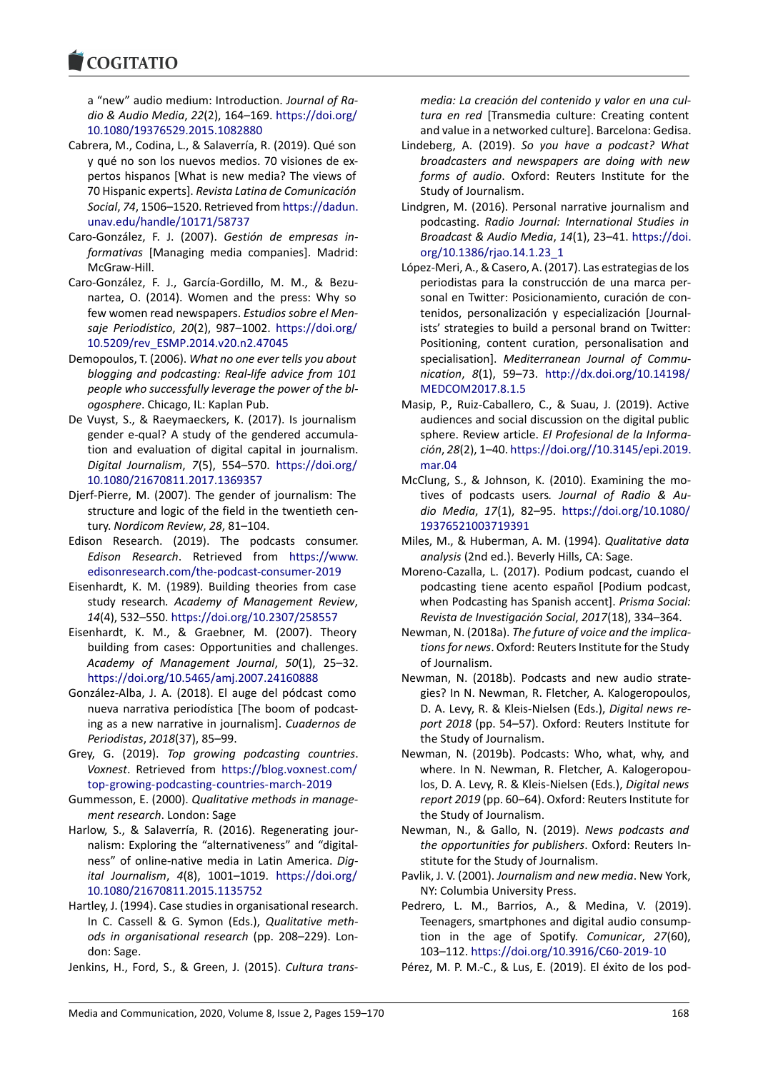a "new" audio medium: Introduction. *Journal of Radio & Audio Media*, *22*(2), 164–169. https://doi.org/10.1080/19376529.2015.1082880

Cabrera, M., Codina, L., & Salaverría, R. (2019). Qué son y qué no son los nuevos medios. 70 visiones de expertos hispanos [What is new media? The views of 70 Hispanic experts]. *Revista Latina de Comunicación Social*, *74*, 1506–1520. Retrieved from https://dadun.unav.edu/handle/10171/58737

Caro-González, F. J. (2007). *Gestión de empresas informativas* [Managing media companies]. Madrid: McGraw-Hill.

Caro-González, F. J., García-Gordillo, M. M., & Bezunartea, O. (2014). Women and the press: Why so few women read newspapers. *Estudios sobre el Mensaje Periodístico*, *20*(2), 987–1002. https://doi.org/10.5209/rev_ESMP.2014.v20.n2.47045

Demopoulos, T. (2006). *What no one ever tells you about blogging and podcasting: Real-life advice from 101 people who successfully leverage the power of the blogosphere*. Chicago, IL: Kaplan Pub.

De Vuyst, S., & Raeymaeckers, K. (2017). Is journalism gender e-qual? A study of the gendered accumulation and evaluation of digital capital in journalism. *Digital Journalism*, *7*(5), 554–570. https://doi.org/10.1080/21670811.2017.1369357

Djerf-Pierre, M. (2007). The gender of journalism: The structure and logic of the field in the twentieth century. *Nordicom Review*, *28*, 81–104.

Edison Research. (2019). The podcasts consumer. *Edison Research*. Retrieved from https://www.edisonresearch.com/the-podcast-consumer-2019

Eisenhardt, K. M. (1989). Building theories from case study research. *Academy of Management Review*, *14*(4), 532–550. https://doi.org/10.2307/258557

Eisenhardt, K. M., & Graebner, M. (2007). Theory building from cases: Opportunities and challenges. *Academy of Management Journal*, *50*(1), 25–32. https://doi.org/10.5465/amj.2007.24160888

González-Alba, J. A. (2018). El auge del pódcast como nueva narrativa periodística [The boom of podcasting as a new narrative in journalism]. *Cuadernos de Periodistas*, *2018*(37), 85–99.

Grey, G. (2019). *Top growing podcasting countries*. *Voxnest*. Retrieved from https://blog.voxnest.com/top-growing-podcasting-countries-march-2019

Gummesson, E. (2000). *Qualitative methods in management research*. London: Sage

Harlow, S., & Salaverría, R. (2016). Regenerating journalism: Exploring the "alternativeness" and "digitalness" of online-native media in Latin America. *Digital Journalism*, *4*(8), 1001–1019. https://doi.org/10.1080/21670811.2015.1135752

Hartley, J. (1994). Case studies in organisational research. In C. Cassell & G. Symon (Eds.), *Qualitative methods in organisational research* (pp. 208–229). London: Sage.

Jenkins, H., Ford, S., & Green, J. (2015). *Cultura transmedia: La creación del contenido y valor en una cultura en red* [Transmedia culture: Creating content and value in a networked culture]. Barcelona: Gedisa.

Lindeberg, A. (2019). *So you have a podcast? What broadcasters and newspapers are doing with new forms of audio*. Oxford: Reuters Institute for the Study of Journalism.

Lindgren, M. (2016). Personal narrative journalism and podcasting. *Radio Journal: International Studies in Broadcast & Audio Media*, *14*(1), 23–41. https://doi.org/10.1386/rjao.14.1.23_1

López-Meri, A., & Casero, A. (2017). Las estrategias de los periodistas para la construcción de una marca personal en Twitter: Posicionamiento, curación de contenidos, personalización y especialización [Journalists' strategies to build a personal brand on Twitter: Positioning, content curation, personalisation and specialisation]. *Mediterranean Journal of Communication*, *8*(1), 59–73. http://dx.doi.org/10.14198/MEDCOM2017.8.1.5

Masip, P., Ruiz-Caballero, C., & Suau, J. (2019). Active audiences and social discussion on the digital public sphere. Review article. *El Profesional de la Información*, *28*(2), 1–40. https://doi.org//10.3145/epi.2019.mar.04

McClung, S., & Johnson, K. (2010). Examining the motives of podcasts users. *Journal of Radio & Audio Media*, *17*(1), 82–95. https://doi.org/10.1080/19376521003719391

Miles, M., & Huberman, A. M. (1994). *Qualitative data analysis* (2nd ed.). Beverly Hills, CA: Sage.

Moreno-Cazalla, L. (2017). Podium podcast, cuando el podcasting tiene acento español [Podium podcast, when Podcasting has Spanish accent]. *Prisma Social: Revista de Investigación Social*, *2017*(18), 334–364.

Newman, N. (2018a). *The future of voice and the implications for news*. Oxford: Reuters Institute for the Study of Journalism.

Newman, N. (2018b). Podcasts and new audio strategies? In N. Newman, R. Fletcher, A. Kalogeropoulos, D. A. Levy, R. & Kleis-Nielsen (Eds.), *Digital news report 2018* (pp. 54–57). Oxford: Reuters Institute for the Study of Journalism.

Newman, N. (2019b). Podcasts: Who, what, why, and where. In N. Newman, R. Fletcher, A. Kalogeropoulos, D. A. Levy, R. & Kleis-Nielsen (Eds.), *Digital news report 2019* (pp. 60–64). Oxford: Reuters Institute for the Study of Journalism.

Newman, N., & Gallo, N. (2019). *News podcasts and the opportunities for publishers*. Oxford: Reuters Institute for the Study of Journalism.

Pavlik, J. V. (2001). *Journalism and new media*. New York, NY: Columbia University Press.

Pedrero, L. M., Barrios, A., & Medina, V. (2019). Teenagers, smartphones and digital audio consumption in the age of Spotify. *Comunicar*, *27*(60), 103–112. https://doi.org/10.3916/C60-2019-10

Pérez, M. P. M.-C., & Lus, E. (2019). El éxito de los pod-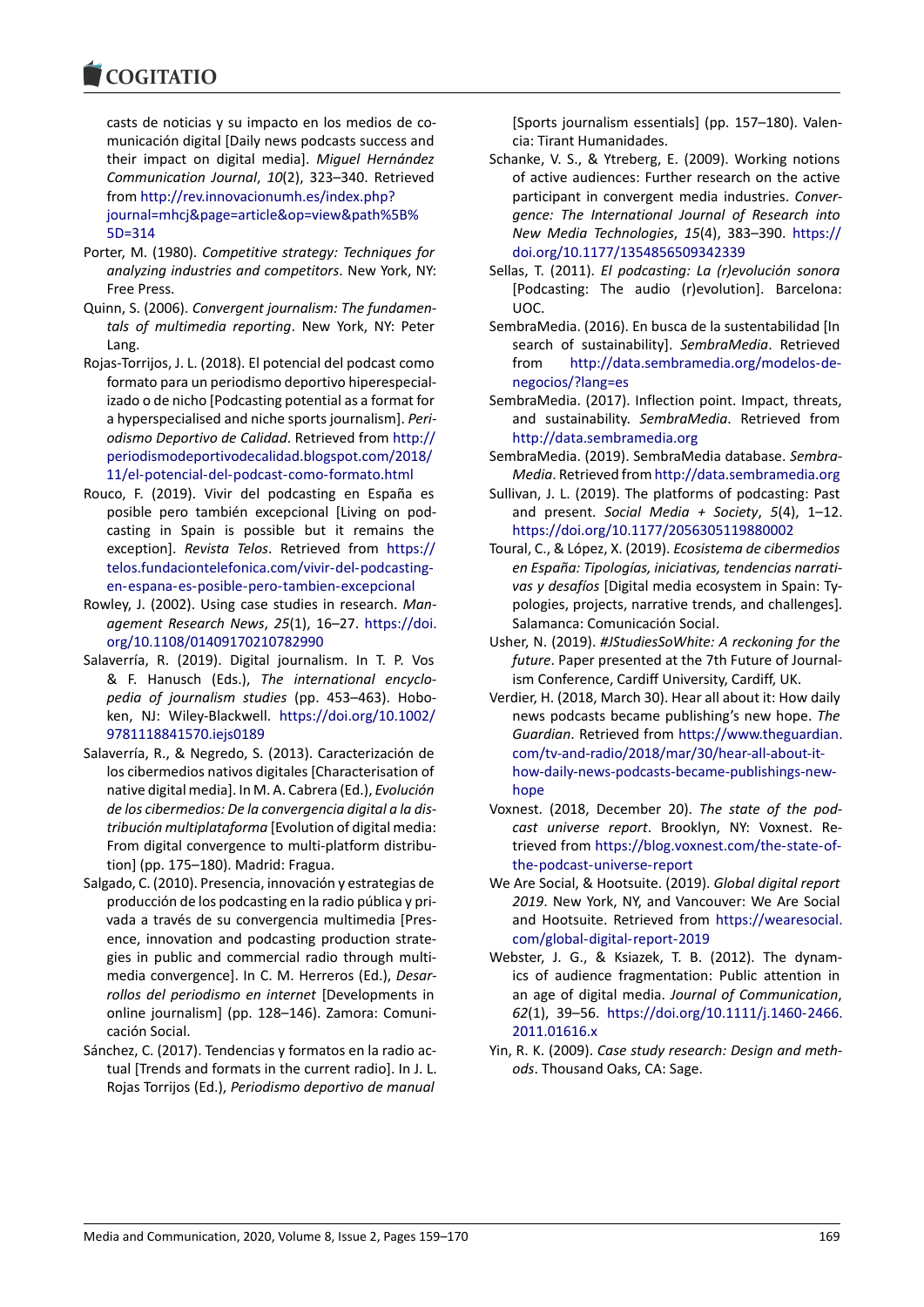casts de noticias y su impacto en los medios de comunicación digital [Daily news podcasts success and their impact on digital media]. *Miguel Hernández Communication Journal*, *10*(2), 323–340. Retrieved from http://rev.innovacionumh.es/index.php?journal=mhcj&page=article&op=view&path%5B%5D=314

Porter, M. (1980). *Competitive strategy: Techniques for analyzing industries and competitors*. New York, NY: Free Press.

Quinn, S. (2006). *Convergent journalism: The fundamentals of multimedia reporting*. New York, NY: Peter Lang.

Rojas-Torrijos, J. L. (2018). El potencial del podcast como formato para un periodismo deportivo hiperespecializado o de nicho [Podcasting potential as a format for a hyperspecialised and niche sports journalism]. *Periodismo Deportivo de Calidad*. Retrieved from http://periodismodeportivodecalidad.blogspot.com/2018/11/el-potencial-del-podcast-como-formato.html

Rouco, F. (2019). Vivir del podcasting en España es posible pero también excepcional [Living on podcasting in Spain is possible but it remains the exception]. *Revista Telos*. Retrieved from https://telos.fundaciontelefonica.com/vivir-del-podcasting-en-espana-es-posible-pero-tambien-excepcional

Rowley, J. (2002). Using case studies in research. *Management Research News*, *25*(1), 16–27. https://doi.org/10.1108/01409170210782990

Salaverría, R. (2019). Digital journalism. In T. P. Vos & F. Hanusch (Eds.), *The international encyclopedia of journalism studies* (pp. 453–463). Hoboken, NJ: Wiley-Blackwell. https://doi.org/10.1002/9781118841570.iejs0189

Salaverría, R., & Negredo, S. (2013). Caracterización de los cibermedios nativos digitales [Characterisation of native digital media]. In M. A. Cabrera (Ed.), *Evolución de los cibermedios: De la convergencia digital a la distribución multiplataforma* [Evolution of digital media: From digital convergence to multi-platform distribution] (pp. 175–180). Madrid: Fragua.

Salgado, C. (2010). Presencia, innovación y estrategias de producción de los podcasting en la radio pública y privada a través de su convergencia multimedia [Presence, innovation and podcasting production strategies in public and commercial radio through multimedia convergence]. In C. M. Herreros (Ed.), *Desarrollos del periodismo en internet* [Developments in online journalism] (pp. 128–146). Zamora: Comunicación Social.

Sánchez, C. (2017). Tendencias y formatos en la radio actual [Trends and formats in the current radio]. In J. L. Rojas Torrijos (Ed.), *Periodismo deportivo de manual* [Sports journalism essentials] (pp. 157–180). Valencia: Tirant Humanidades.

Schanke, V. S., & Ytreberg, E. (2009). Working notions of active audiences: Further research on the active participant in convergent media industries. *Convergence: The International Journal of Research into New Media Technologies*, *15*(4), 383–390. https://doi.org/10.1177/1354856509342339

Sellas, T. (2011). *El podcasting: La (r)evolución sonora* [Podcasting: The audio (r)evolution]. Barcelona: UOC.

SembraMedia. (2016). En busca de la sustentabilidad [In search of sustainability]. *SembraMedia*. Retrieved from http://data.sembramedia.org/modelos-de-negocios/?lang=es

SembraMedia. (2017). Inflection point. Impact, threats, and sustainability. *SembraMedia*. Retrieved from http://data.sembramedia.org

SembraMedia. (2019). SembraMedia database. *SembraMedia*. Retrieved from http://data.sembramedia.org

Sullivan, J. L. (2019). The platforms of podcasting: Past and present. *Social Media + Society*, *5*(4), 1–12. https://doi.org/10.1177/2056305119880002

Toural, C., & López, X. (2019). *Ecosistema de cibermedios en España: Tipologías, iniciativas, tendencias narrativas y desafíos* [Digital media ecosystem in Spain: Typologies, projects, narrative trends, and challenges]. Salamanca: Comunicación Social.

Usher, N. (2019). *#JStudiesSoWhite: A reckoning for the future*. Paper presented at the 7th Future of Journalism Conference, Cardiff University, Cardiff, UK.

Verdier, H. (2018, March 30). Hear all about it: How daily news podcasts became publishing's new hope. *The Guardian*. Retrieved from https://www.theguardian.com/tv-and-radio/2018/mar/30/hear-all-about-it-how-daily-news-podcasts-became-publishings-new-hope

Voxnest. (2018, December 20). *The state of the podcast universe report*. Brooklyn, NY: Voxnest. Retrieved from https://blog.voxnest.com/the-state-of-the-podcast-universe-report

We Are Social, & Hootsuite. (2019). *Global digital report 2019*. New York, NY, and Vancouver: We Are Social and Hootsuite. Retrieved from https://wearesocial.com/global-digital-report-2019

Webster, J. G., & Ksiazek, T. B. (2012). The dynamics of audience fragmentation: Public attention in an age of digital media. *Journal of Communication*, *62*(1), 39–56. https://doi.org/10.1111/j.1460-2466.2011.01616.x

Yin, R. K. (2009). *Case study research: Design and methods*. Thousand Oaks, CA: Sage.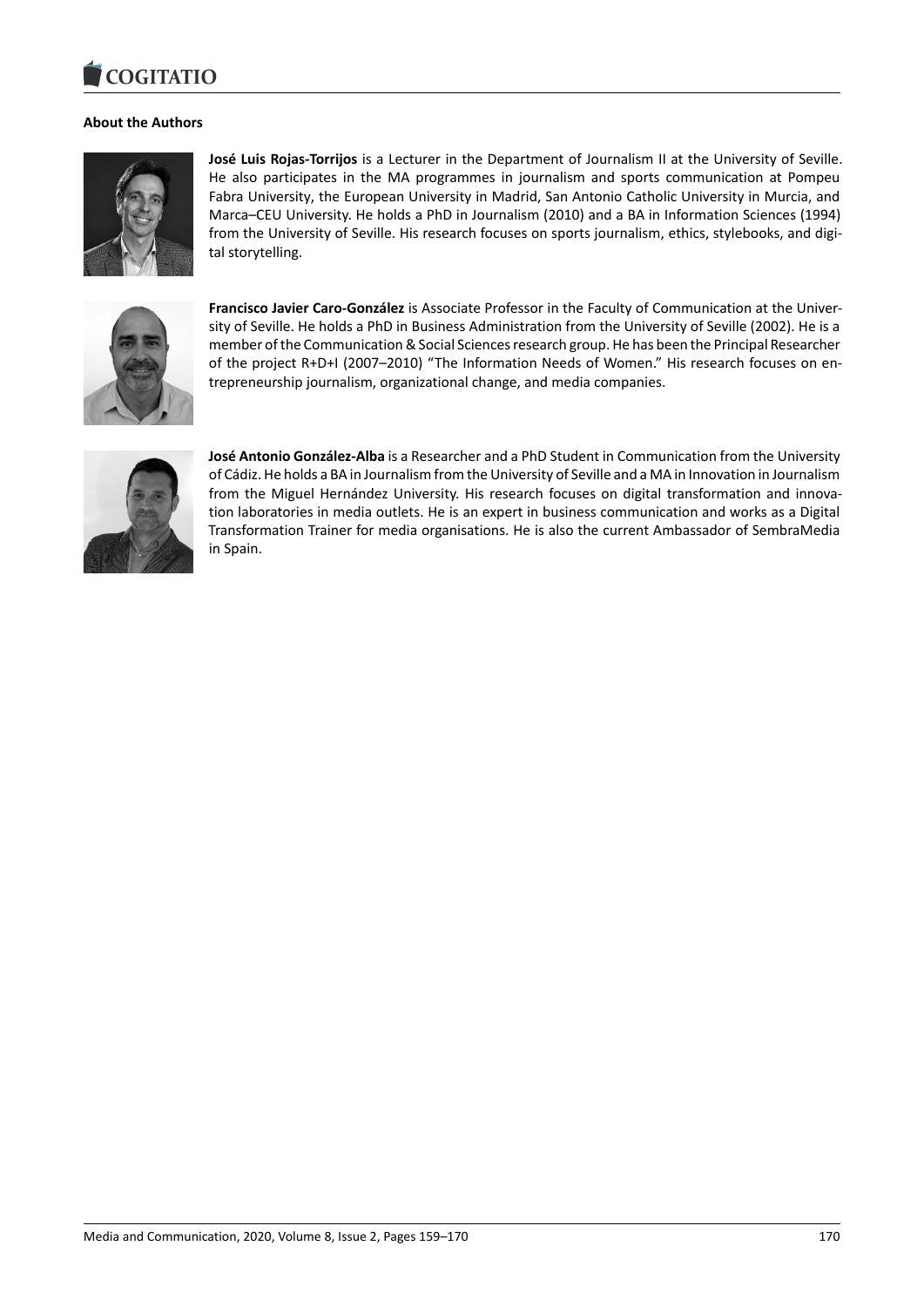**About the Authors**

**José Luis Rojas-Torrijos** is a Lecturer in the Department of Journalism II at the University of Seville. He also participates in the MA programmes in journalism and sports communication at Pompeu Fabra University, the European University in Madrid, San Antonio Catholic University in Murcia, and Marca–CEU University. He holds a PhD in Journalism (2010) and a BA in Information Sciences (1994) from the University of Seville. His research focuses on sports journalism, ethics, stylebooks, and digital storytelling.

**Francisco Javier Caro-González** is Associate Professor in the Faculty of Communication at the University of Seville. He holds a PhD in Business Administration from the University of Seville (2002). He is a member of the Communication & Social Sciences research group. He has been the Principal Researcher of the project R+D+I (2007–2010) "The Information Needs of Women." His research focuses on entrepreneurship journalism, organizational change, and media companies.

**José Antonio González-Alba** is a Researcher and a PhD Student in Communication from the University of Cádiz. He holds a BA in Journalism from the University of Seville and a MA in Innovation in Journalism from the Miguel Hernández University. His research focuses on digital transformation and innovation laboratories in media outlets. He is an expert in business communication and works as a Digital Transformation Trainer for media organisations. He is also the current Ambassador of SembraMedia in Spain.